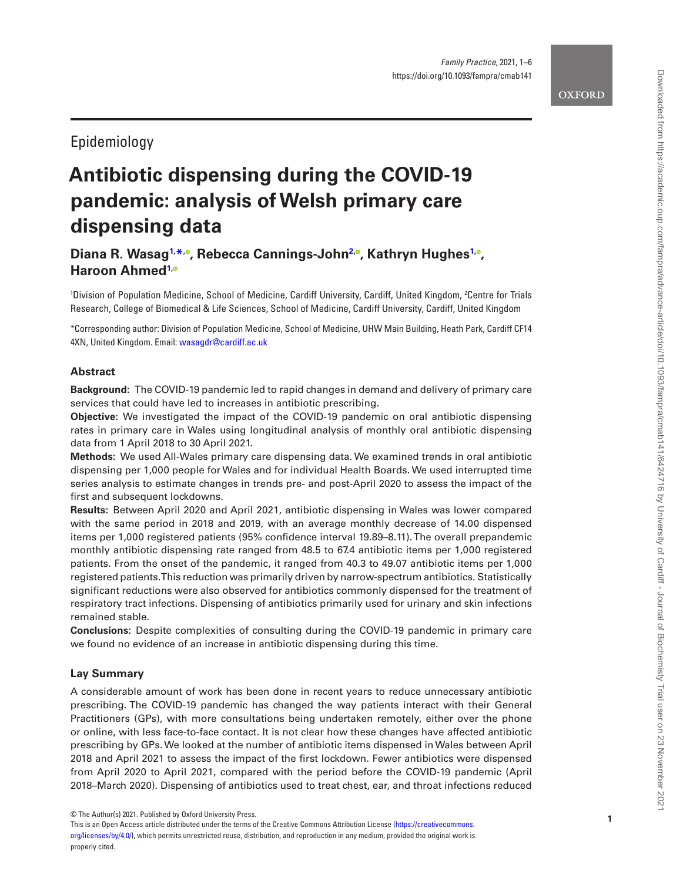Epidemiology

# Antibiotic dispensing during the COVID-19 pandemic: analysis of Welsh primary care dispensing data

**Diana R. Wasag[1,*], Rebecca Cannings-John[2], Kathryn Hughes[1], Haroon Ahmed[1]**

[1]Division of Population Medicine, School of Medicine, Cardiff University, Cardiff, United Kingdom, [2]Centre for Trials Research, College of Biomedical & Life Sciences, School of Medicine, Cardiff University, Cardiff, United Kingdom

*Corresponding author: Division of Population Medicine, School of Medicine, UHW Main Building, Heath Park, Cardiff CF14 4XN, United Kingdom. Email: wasagdr@cardiff.ac.uk

## Abstract

**Background:** The COVID-19 pandemic led to rapid changes in demand and delivery of primary care services that could have led to increases in antibiotic prescribing.

**Objective:** We investigated the impact of the COVID-19 pandemic on oral antibiotic dispensing rates in primary care in Wales using longitudinal analysis of monthly oral antibiotic dispensing data from 1 April 2018 to 30 April 2021.

**Methods:** We used All-Wales primary care dispensing data. We examined trends in oral antibiotic dispensing per 1,000 people for Wales and for individual Health Boards. We used interrupted time series analysis to estimate changes in trends pre- and post-April 2020 to assess the impact of the first and subsequent lockdowns.

**Results:** Between April 2020 and April 2021, antibiotic dispensing in Wales was lower compared with the same period in 2018 and 2019, with an average monthly decrease of 14.00 dispensed items per 1,000 registered patients (95% confidence interval 19.89–8.11). The overall prepandemic monthly antibiotic dispensing rate ranged from 48.5 to 67.4 antibiotic items per 1,000 registered patients. From the onset of the pandemic, it ranged from 40.3 to 49.07 antibiotic items per 1,000 registered patients. This reduction was primarily driven by narrow-spectrum antibiotics. Statistically significant reductions were also observed for antibiotics commonly dispensed for the treatment of respiratory tract infections. Dispensing of antibiotics primarily used for urinary and skin infections remained stable.

**Conclusions:** Despite complexities of consulting during the COVID-19 pandemic in primary care we found no evidence of an increase in antibiotic dispensing during this time.

## Lay Summary

A considerable amount of work has been done in recent years to reduce unnecessary antibiotic prescribing. The COVID-19 pandemic has changed the way patients interact with their General Practitioners (GPs), with more consultations being undertaken remotely, either over the phone or online, with less face-to-face contact. It is not clear how these changes have affected antibiotic prescribing by GPs. We looked at the number of antibiotic items dispensed in Wales between April 2018 and April 2021 to assess the impact of the first lockdown. Fewer antibiotics were dispensed from April 2020 to April 2021, compared with the period before the COVID-19 pandemic (April 2018–March 2020). Dispensing of antibiotics used to treat chest, ear, and throat infections reduced

© The Author(s) 2021. Published by Oxford University Press.
This is an Open Access article distributed under the terms of the Creative Commons Attribution License (https://creativecommons.org/licenses/by/4.0/), which permits unrestricted reuse, distribution, and reproduction in any medium, provided the original work is properly cited.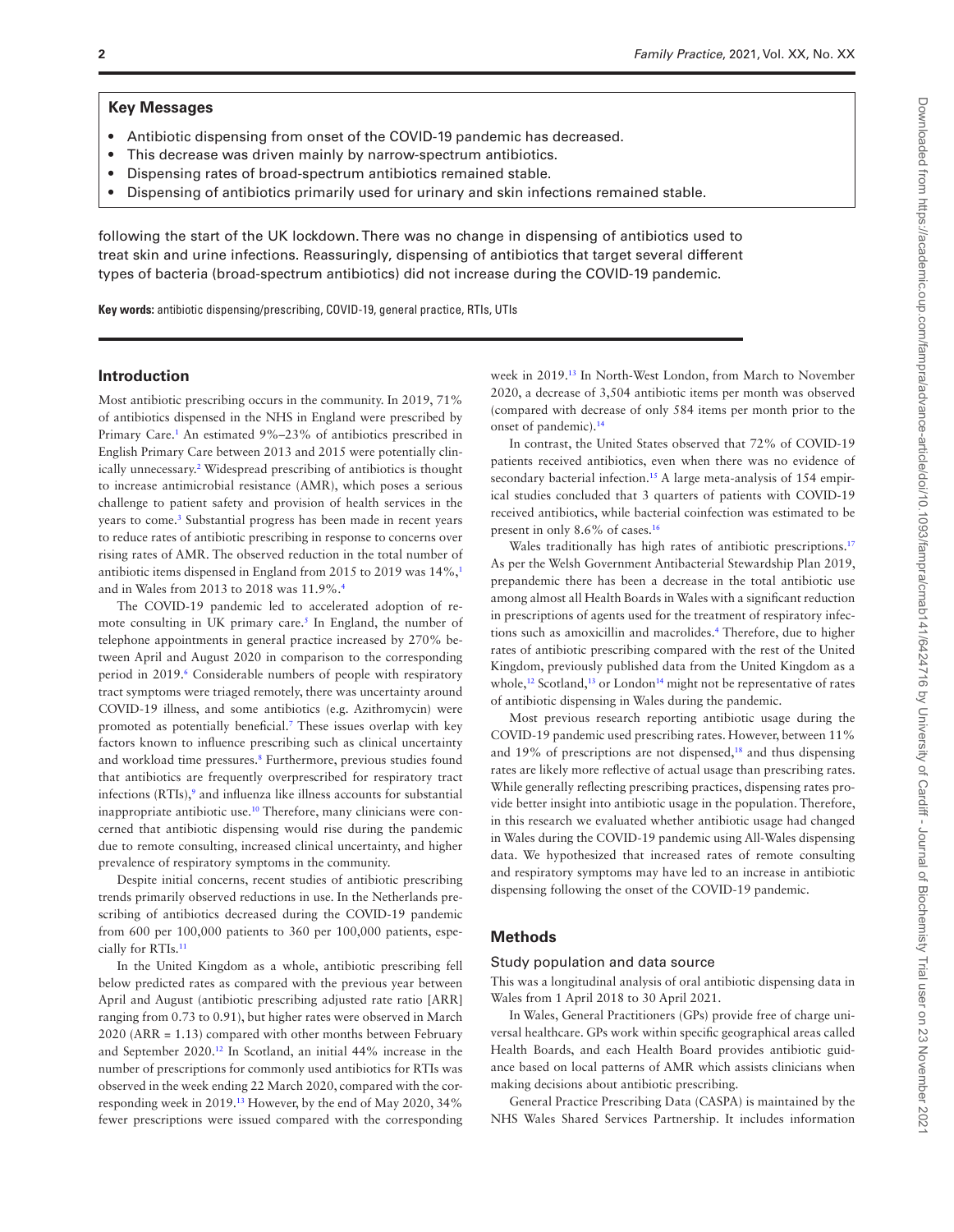**Key Messages**

- Antibiotic dispensing from onset of the COVID-19 pandemic has decreased.
- This decrease was driven mainly by narrow-spectrum antibiotics.
- Dispensing rates of broad-spectrum antibiotics remained stable.
- Dispensing of antibiotics primarily used for urinary and skin infections remained stable.

following the start of the UK lockdown. There was no change in dispensing of antibiotics used to treat skin and urine infections. Reassuringly, dispensing of antibiotics that target several different types of bacteria (broad-spectrum antibiotics) did not increase during the COVID-19 pandemic.

**Key words:** antibiotic dispensing/prescribing, COVID-19, general practice, RTIs, UTIs

## Introduction

Most antibiotic prescribing occurs in the community. In 2019, 71% of antibiotics dispensed in the NHS in England were prescribed by Primary Care.[1] An estimated 9%–23% of antibiotics prescribed in English Primary Care between 2013 and 2015 were potentially clinically unnecessary.[2] Widespread prescribing of antibiotics is thought to increase antimicrobial resistance (AMR), which poses a serious challenge to patient safety and provision of health services in the years to come.[3] Substantial progress has been made in recent years to reduce rates of antibiotic prescribing in response to concerns over rising rates of AMR. The observed reduction in the total number of antibiotic items dispensed in England from 2015 to 2019 was 14%,[1] and in Wales from 2013 to 2018 was 11.9%.[4]

The COVID-19 pandemic led to accelerated adoption of remote consulting in UK primary care.[5] In England, the number of telephone appointments in general practice increased by 270% between April and August 2020 in comparison to the corresponding period in 2019.[6] Considerable numbers of people with respiratory tract symptoms were triaged remotely, there was uncertainty around COVID-19 illness, and some antibiotics (e.g. Azithromycin) were promoted as potentially beneficial.[7] These issues overlap with key factors known to influence prescribing such as clinical uncertainty and workload time pressures.[8] Furthermore, previous studies found that antibiotics are frequently overprescribed for respiratory tract infections (RTIs),[9] and influenza like illness accounts for substantial inappropriate antibiotic use.[10] Therefore, many clinicians were concerned that antibiotic dispensing would rise during the pandemic due to remote consulting, increased clinical uncertainty, and higher prevalence of respiratory symptoms in the community.

Despite initial concerns, recent studies of antibiotic prescribing trends primarily observed reductions in use. In the Netherlands prescribing of antibiotics decreased during the COVID-19 pandemic from 600 per 100,000 patients to 360 per 100,000 patients, especially for RTIs.[11]

In the United Kingdom as a whole, antibiotic prescribing fell below predicted rates as compared with the previous year between April and August (antibiotic prescribing adjusted rate ratio [ARR] ranging from 0.73 to 0.91), but higher rates were observed in March 2020 (ARR = 1.13) compared with other months between February and September 2020.[12] In Scotland, an initial 44% increase in the number of prescriptions for commonly used antibiotics for RTIs was observed in the week ending 22 March 2020, compared with the corresponding week in 2019.[13] However, by the end of May 2020, 34% fewer prescriptions were issued compared with the corresponding week in 2019.[13] In North-West London, from March to November 2020, a decrease of 3,504 antibiotic items per month was observed (compared with decrease of only 584 items per month prior to the onset of pandemic).[14]

In contrast, the United States observed that 72% of COVID-19 patients received antibiotics, even when there was no evidence of secondary bacterial infection.[15] A large meta-analysis of 154 empirical studies concluded that 3 quarters of patients with COVID-19 received antibiotics, while bacterial coinfection was estimated to be present in only 8.6% of cases.[16]

Wales traditionally has high rates of antibiotic prescriptions.[17] As per the Welsh Government Antibacterial Stewardship Plan 2019, prepandemic there has been a decrease in the total antibiotic use among almost all Health Boards in Wales with a significant reduction in prescriptions of agents used for the treatment of respiratory infections such as amoxicillin and macrolides.[4] Therefore, due to higher rates of antibiotic prescribing compared with the rest of the United Kingdom, previously published data from the United Kingdom as a whole,[12] Scotland,[13] or London[14] might not be representative of rates of antibiotic dispensing in Wales during the pandemic.

Most previous research reporting antibiotic usage during the COVID-19 pandemic used prescribing rates. However, between 11% and 19% of prescriptions are not dispensed,[18] and thus dispensing rates are likely more reflective of actual usage than prescribing rates. While generally reflecting prescribing practices, dispensing rates provide better insight into antibiotic usage in the population. Therefore, in this research we evaluated whether antibiotic usage had changed in Wales during the COVID-19 pandemic using All-Wales dispensing data. We hypothesized that increased rates of remote consulting and respiratory symptoms may have led to an increase in antibiotic dispensing following the onset of the COVID-19 pandemic.

## Methods

### Study population and data source

This was a longitudinal analysis of oral antibiotic dispensing data in Wales from 1 April 2018 to 30 April 2021.

In Wales, General Practitioners (GPs) provide free of charge universal healthcare. GPs work within specific geographical areas called Health Boards, and each Health Board provides antibiotic guidance based on local patterns of AMR which assists clinicians when making decisions about antibiotic prescribing.

General Practice Prescribing Data (CASPA) is maintained by the NHS Wales Shared Services Partnership. It includes information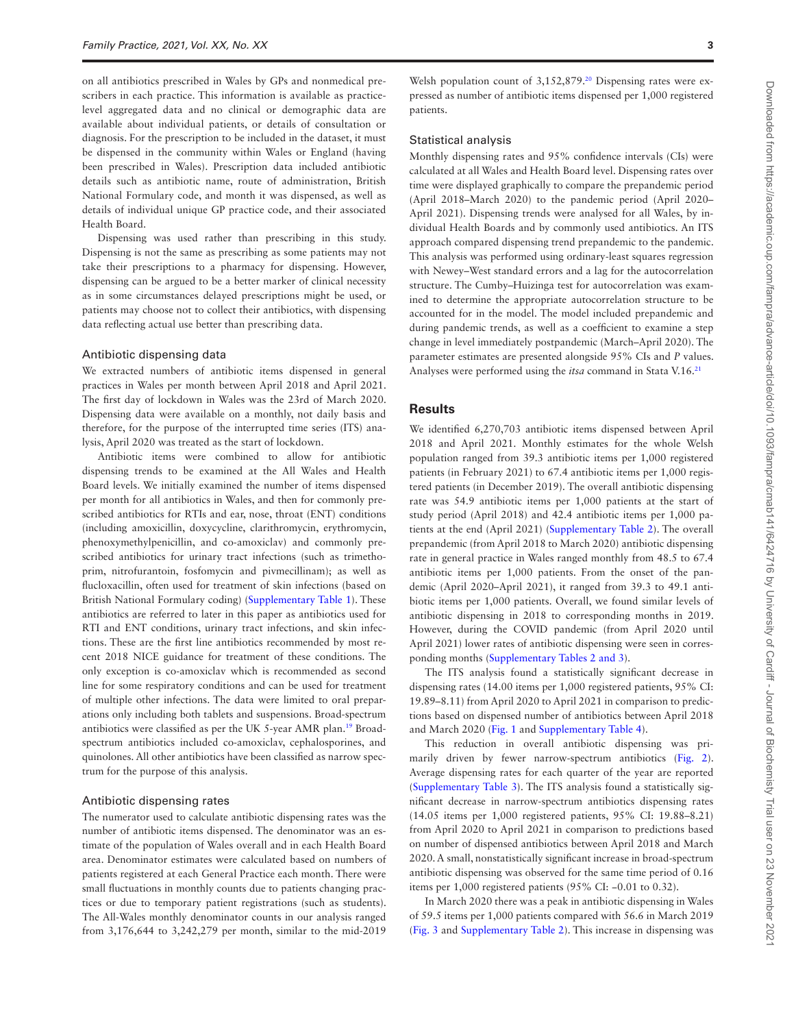on all antibiotics prescribed in Wales by GPs and nonmedical prescribers in each practice. This information is available as practice-level aggregated data and no clinical or demographic data are available about individual patients, or details of consultation or diagnosis. For the prescription to be included in the dataset, it must be dispensed in the community within Wales or England (having been prescribed in Wales). Prescription data included antibiotic details such as antibiotic name, route of administration, British National Formulary code, and month it was dispensed, as well as details of individual unique GP practice code, and their associated Health Board.

Dispensing was used rather than prescribing in this study. Dispensing is not the same as prescribing as some patients may not take their prescriptions to a pharmacy for dispensing. However, dispensing can be argued to be a better marker of clinical necessity as in some circumstances delayed prescriptions might be used, or patients may choose not to collect their antibiotics, with dispensing data reflecting actual use better than prescribing data.

### Antibiotic dispensing data

We extracted numbers of antibiotic items dispensed in general practices in Wales per month between April 2018 and April 2021. The first day of lockdown in Wales was the 23rd of March 2020. Dispensing data were available on a monthly, not daily basis and therefore, for the purpose of the interrupted time series (ITS) analysis, April 2020 was treated as the start of lockdown.

Antibiotic items were combined to allow for antibiotic dispensing trends to be examined at the All Wales and Health Board levels. We initially examined the number of items dispensed per month for all antibiotics in Wales, and then for commonly prescribed antibiotics for RTIs and ear, nose, throat (ENT) conditions (including amoxicillin, doxycycline, clarithromycin, erythromycin, phenoxymethylpenicillin, and co-amoxiclav) and commonly prescribed antibiotics for urinary tract infections (such as trimethoprim, nitrofurantoin, fosfomycin and pivmecillinam); as well as flucloxacillin, often used for treatment of skin infections (based on British National Formulary coding) (Supplementary Table 1). These antibiotics are referred to later in this paper as antibiotics used for RTI and ENT conditions, urinary tract infections, and skin infections. These are the first line antibiotics recommended by most recent 2018 NICE guidance for treatment of these conditions. The only exception is co-amoxiclav which is recommended as second line for some respiratory conditions and can be used for treatment of multiple other infections. The data were limited to oral preparations only including both tablets and suspensions. Broad-spectrum antibiotics were classified as per the UK 5-year AMR plan.[19] Broad-spectrum antibiotics included co-amoxiclav, cephalosporines, and quinolones. All other antibiotics have been classified as narrow spectrum for the purpose of this analysis.

### Antibiotic dispensing rates

The numerator used to calculate antibiotic dispensing rates was the number of antibiotic items dispensed. The denominator was an estimate of the population of Wales overall and in each Health Board area. Denominator estimates were calculated based on numbers of patients registered at each General Practice each month. There were small fluctuations in monthly counts due to patients changing practices or due to temporary patient registrations (such as students). The All-Wales monthly denominator counts in our analysis ranged from 3,176,644 to 3,242,279 per month, similar to the mid-2019 Welsh population count of 3,152,879.[20] Dispensing rates were expressed as number of antibiotic items dispensed per 1,000 registered patients.

### Statistical analysis

Monthly dispensing rates and 95% confidence intervals (CIs) were calculated at all Wales and Health Board level. Dispensing rates over time were displayed graphically to compare the prepandemic period (April 2018–March 2020) to the pandemic period (April 2020–April 2021). Dispensing trends were analysed for all Wales, by individual Health Boards and by commonly used antibiotics. An ITS approach compared dispensing trend prepandemic to the pandemic. This analysis was performed using ordinary-least squares regression with Newey–West standard errors and a lag for the autocorrelation structure. The Cumby–Huizinga test for autocorrelation was examined to determine the appropriate autocorrelation structure to be accounted for in the model. The model included prepandemic and during pandemic trends, as well as a coefficient to examine a step change in level immediately postpandemic (March–April 2020). The parameter estimates are presented alongside 95% CIs and *P* values. Analyses were performed using the *itsa* command in Stata V.16.[21]

## Results

We identified 6,270,703 antibiotic items dispensed between April 2018 and April 2021. Monthly estimates for the whole Welsh population ranged from 39.3 antibiotic items per 1,000 registered patients (in February 2021) to 67.4 antibiotic items per 1,000 registered patients (in December 2019). The overall antibiotic dispensing rate was 54.9 antibiotic items per 1,000 patients at the start of study period (April 2018) and 42.4 antibiotic items per 1,000 patients at the end (April 2021) (Supplementary Table 2). The overall prepandemic (from April 2018 to March 2020) antibiotic dispensing rate in general practice in Wales ranged monthly from 48.5 to 67.4 antibiotic items per 1,000 patients. From the onset of the pandemic (April 2020–April 2021), it ranged from 39.3 to 49.1 antibiotic items per 1,000 patients. Overall, we found similar levels of antibiotic dispensing in 2018 to corresponding months in 2019. However, during the COVID pandemic (from April 2020 until April 2021) lower rates of antibiotic dispensing were seen in corresponding months (Supplementary Tables 2 and 3).

The ITS analysis found a statistically significant decrease in dispensing rates (14.00 items per 1,000 registered patients, 95% CI: 19.89–8.11) from April 2020 to April 2021 in comparison to predictions based on dispensed number of antibiotics between April 2018 and March 2020 (Fig. 1 and Supplementary Table 4).

This reduction in overall antibiotic dispensing was primarily driven by fewer narrow-spectrum antibiotics (Fig. 2). Average dispensing rates for each quarter of the year are reported (Supplementary Table 3). The ITS analysis found a statistically significant decrease in narrow-spectrum antibiotics dispensing rates (14.05 items per 1,000 registered patients, 95% CI: 19.88–8.21) from April 2020 to April 2021 in comparison to predictions based on number of dispensed antibiotics between April 2018 and March 2020. A small, nonstatistically significant increase in broad-spectrum antibiotic dispensing was observed for the same time period of 0.16 items per 1,000 registered patients (95% CI: −0.01 to 0.32).

In March 2020 there was a peak in antibiotic dispensing in Wales of 59.5 items per 1,000 patients compared with 56.6 in March 2019 (Fig. 3 and Supplementary Table 2). This increase in dispensing was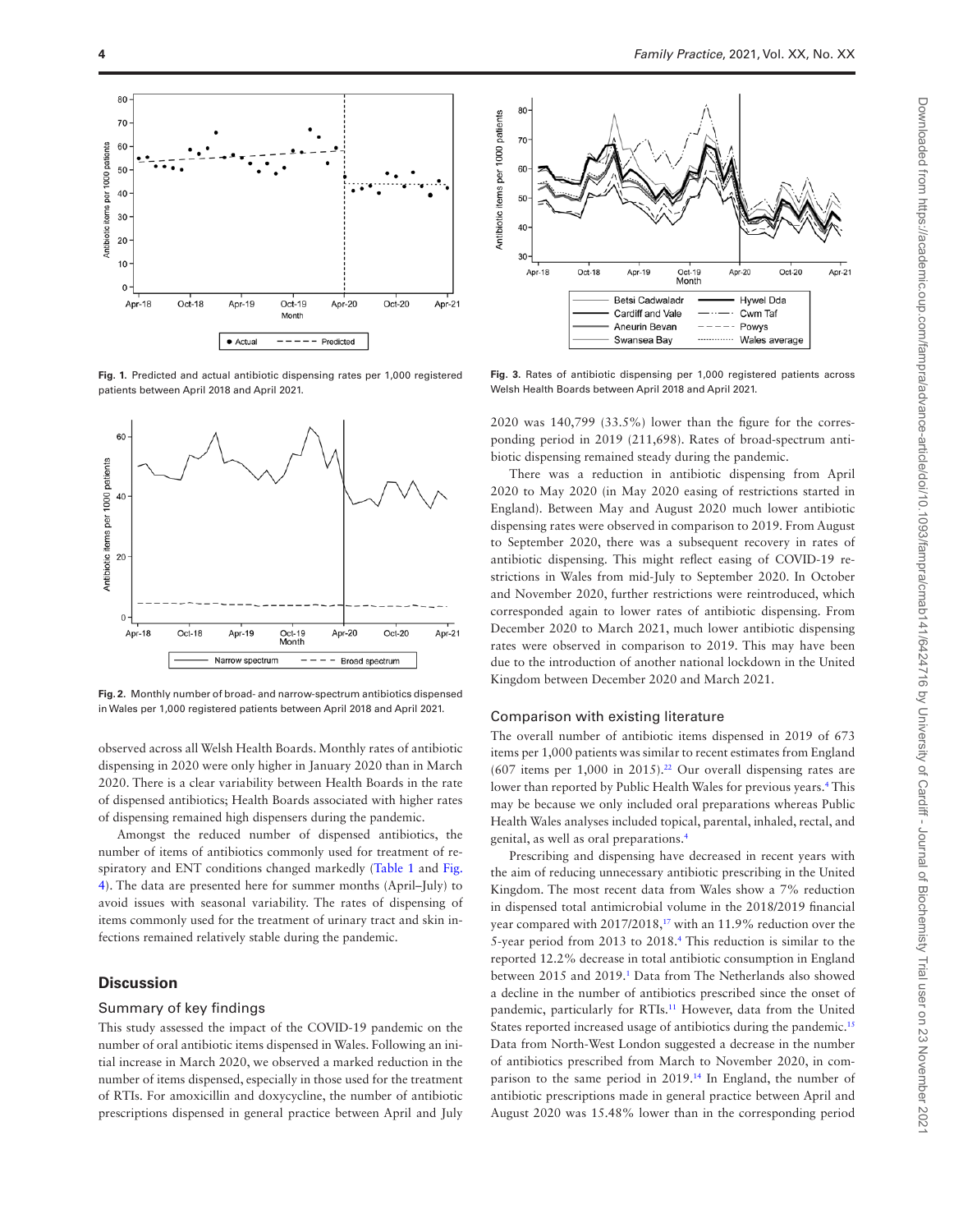Fig. 1. Predicted and actual antibiotic dispensing rates per 1,000 registered patients between April 2018 and April 2021.

Fig. 2. Monthly number of broad- and narrow-spectrum antibiotics dispensed in Wales per 1,000 registered patients between April 2018 and April 2021.

observed across all Welsh Health Boards. Monthly rates of antibiotic dispensing in 2020 were only higher in January 2020 than in March 2020. There is a clear variability between Health Boards in the rate of dispensed antibiotics; Health Boards associated with higher rates of dispensing remained high dispensers during the pandemic.

Amongst the reduced number of dispensed antibiotics, the number of items of antibiotics commonly used for treatment of respiratory and ENT conditions changed markedly (Table 1 and Fig. 4). The data are presented here for summer months (April–July) to avoid issues with seasonal variability. The rates of dispensing of items commonly used for the treatment of urinary tract and skin infections remained relatively stable during the pandemic.

## Discussion

### Summary of key findings

This study assessed the impact of the COVID-19 pandemic on the number of oral antibiotic items dispensed in Wales. Following an initial increase in March 2020, we observed a marked reduction in the number of items dispensed, especially in those used for the treatment of RTIs. For amoxicillin and doxycycline, the number of antibiotic prescriptions dispensed in general practice between April and July

Fig. 3. Rates of antibiotic dispensing per 1,000 registered patients across Welsh Health Boards between April 2018 and April 2021.

2020 was 140,799 (33.5%) lower than the figure for the corresponding period in 2019 (211,698). Rates of broad-spectrum antibiotic dispensing remained steady during the pandemic.

There was a reduction in antibiotic dispensing from April 2020 to May 2020 (in May 2020 easing of restrictions started in England). Between May and August 2020 much lower antibiotic dispensing rates were observed in comparison to 2019. From August to September 2020, there was a subsequent recovery in rates of antibiotic dispensing. This might reflect easing of COVID-19 restrictions in Wales from mid-July to September 2020. In October and November 2020, further restrictions were reintroduced, which corresponded again to lower rates of antibiotic dispensing. From December 2020 to March 2021, much lower antibiotic dispensing rates were observed in comparison to 2019. This may have been due to the introduction of another national lockdown in the United Kingdom between December 2020 and March 2021.

### Comparison with existing literature

The overall number of antibiotic items dispensed in 2019 of 673 items per 1,000 patients was similar to recent estimates from England (607 items per 1,000 in 2015).[22] Our overall dispensing rates are lower than reported by Public Health Wales for previous years.[4] This may be because we only included oral preparations whereas Public Health Wales analyses included topical, parental, inhaled, rectal, and genital, as well as oral preparations.[4]

Prescribing and dispensing have decreased in recent years with the aim of reducing unnecessary antibiotic prescribing in the United Kingdom. The most recent data from Wales show a 7% reduction in dispensed total antimicrobial volume in the 2018/2019 financial year compared with 2017/2018,[17] with an 11.9% reduction over the 5-year period from 2013 to 2018.[4] This reduction is similar to the reported 12.2% decrease in total antibiotic consumption in England between 2015 and 2019.[1] Data from The Netherlands also showed a decline in the number of antibiotics prescribed since the onset of pandemic, particularly for RTIs.[11] However, data from the United States reported increased usage of antibiotics during the pandemic.[15] Data from North-West London suggested a decrease in the number of antibiotics prescribed from March to November 2020, in comparison to the same period in 2019.[14] In England, the number of antibiotic prescriptions made in general practice between April and August 2020 was 15.48% lower than in the corresponding period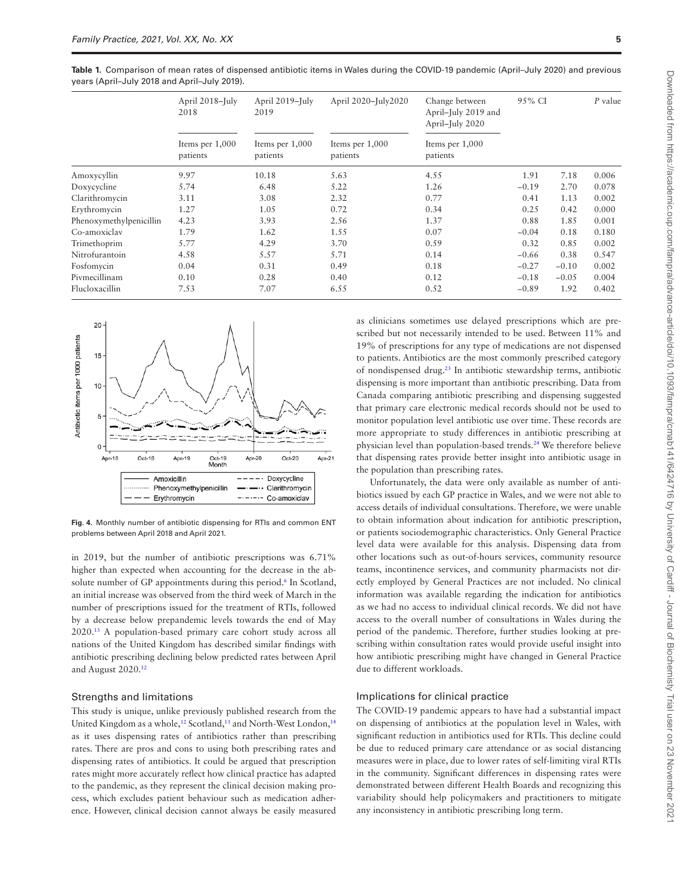**Table 1.** Comparison of mean rates of dispensed antibiotic items in Wales during the COVID-19 pandemic (April–July 2020) and previous years (April–July 2018 and April–July 2019).

| | April 2018–July 2018 | April 2019–July 2019 | April 2020–July2020 | Change between April–July 2019 and April–July 2020 | 95% CI | | P value |
|---|---|---|---|---|---|---|---|
| | Items per 1,000 patients | Items per 1,000 patients | Items per 1,000 patients | Items per 1,000 patients | | | |
| Amoxycyllin | 9.97 | 10.18 | 5.63 | 4.55 | 1.91 | 7.18 | 0.006 |
| Doxycycline | 5.74 | 6.48 | 5.22 | 1.26 | −0.19 | 2.70 | 0.078 |
| Clarithromycin | 3.11 | 3.08 | 2.32 | 0.77 | 0.41 | 1.13 | 0.002 |
| Erythromycin | 1.27 | 1.05 | 0.72 | 0.34 | 0.25 | 0.42 | 0.000 |
| Phenoxymethylpenicillin | 4.23 | 3.93 | 2.56 | 1.37 | 0.88 | 1.85 | 0.001 |
| Co-amoxiclav | 1.79 | 1.62 | 1.55 | 0.07 | −0.04 | 0.18 | 0.180 |
| Trimethoprim | 5.77 | 4.29 | 3.70 | 0.59 | 0.32 | 0.85 | 0.002 |
| Nitrofurantoin | 4.58 | 5.57 | 5.71 | 0.14 | −0.66 | 0.38 | 0.547 |
| Fosfomycin | 0.04 | 0.31 | 0.49 | 0.18 | −0.27 | −0.10 | 0.002 |
| Pivmecillinam | 0.10 | 0.28 | 0.40 | 0.12 | −0.18 | −0.05 | 0.004 |
| Flucloxacillin | 7.53 | 7.07 | 6.55 | 0.52 | −0.89 | 1.92 | 0.402 |

**Fig. 4.** Monthly number of antibiotic dispensing for RTIs and common ENT problems between April 2018 and April 2021.

in 2019, but the number of antibiotic prescriptions was 6.71% higher than expected when accounting for the decrease in the absolute number of GP appointments during this period.[6] In Scotland, an initial increase was observed from the third week of March in the number of prescriptions issued for the treatment of RTIs, followed by a decrease below prepandemic levels towards the end of May 2020.[13] A population-based primary care cohort study across all nations of the United Kingdom has described similar findings with antibiotic prescribing declining below predicted rates between April and August 2020.[12]

## Strengths and limitations

This study is unique, unlike previously published research from the United Kingdom as a whole,[12] Scotland,[13] and North-West London,[14] as it uses dispensing rates of antibiotics rather than prescribing rates. There are pros and cons to using both prescribing rates and dispensing rates of antibiotics. It could be argued that prescription rates might more accurately reflect how clinical practice has adapted to the pandemic, as they represent the clinical decision making process, which excludes patient behaviour such as medication adherence. However, clinical decision cannot always be easily measured as clinicians sometimes use delayed prescriptions which are prescribed but not necessarily intended to be used. Between 11% and 19% of prescriptions for any type of medications are not dispensed to patients. Antibiotics are the most commonly prescribed category of nondispensed drug.[23] In antibiotic stewardship terms, antibiotic dispensing is more important than antibiotic prescribing. Data from Canada comparing antibiotic prescribing and dispensing suggested that primary care electronic medical records should not be used to monitor population level antibiotic use over time. These records are more appropriate to study differences in antibiotic prescribing at physician level than population-based trends.[24] We therefore believe that dispensing rates provide better insight into antibiotic usage in the population than prescribing rates.

Unfortunately, the data were only available as number of antibiotics issued by each GP practice in Wales, and we were not able to access details of individual consultations. Therefore, we were unable to obtain information about indication for antibiotic prescription, or patients sociodemographic characteristics. Only General Practice level data were available for this analysis. Dispensing data from other locations such as out-of-hours services, community resource teams, incontinence services, and community pharmacists not directly employed by General Practices are not included. No clinical information was available regarding the indication for antibiotics as we had no access to individual clinical records. We did not have access to the overall number of consultations in Wales during the period of the pandemic. Therefore, further studies looking at prescribing within consultation rates would provide useful insight into how antibiotic prescribing might have changed in General Practice due to different workloads.

## Implications for clinical practice

The COVID-19 pandemic appears to have had a substantial impact on dispensing of antibiotics at the population level in Wales, with significant reduction in antibiotics used for RTIs. This decline could be due to reduced primary care attendance or as social distancing measures were in place, due to lower rates of self-limiting viral RTIs in the community. Significant differences in dispensing rates were demonstrated between different Health Boards and recognizing this variability should help policymakers and practitioners to mitigate any inconsistency in antibiotic prescribing long term.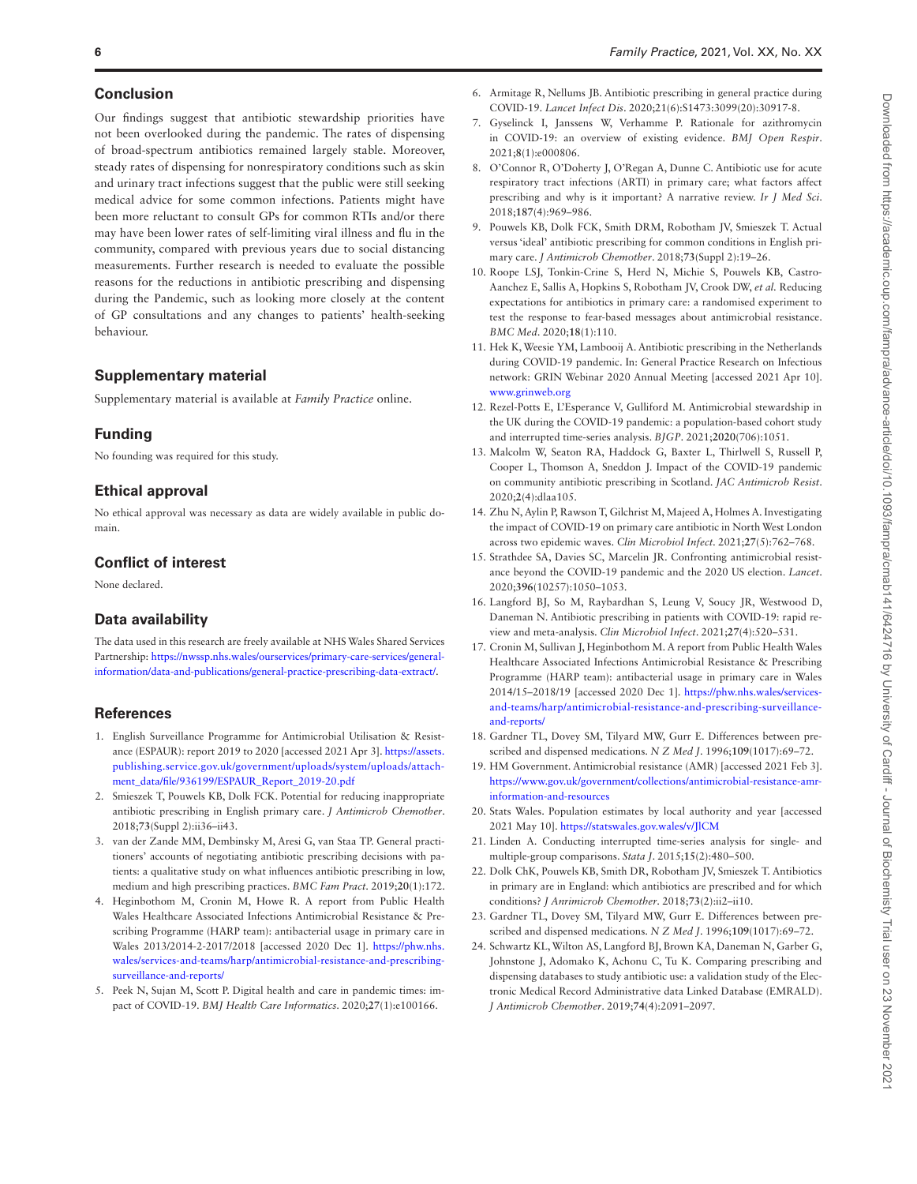## Conclusion

Our findings suggest that antibiotic stewardship priorities have not been overlooked during the pandemic. The rates of dispensing of broad-spectrum antibiotics remained largely stable. Moreover, steady rates of dispensing for nonrespiratory conditions such as skin and urinary tract infections suggest that the public were still seeking medical advice for some common infections. Patients might have been more reluctant to consult GPs for common RTIs and/or there may have been lower rates of self-limiting viral illness and flu in the community, compared with previous years due to social distancing measurements. Further research is needed to evaluate the possible reasons for the reductions in antibiotic prescribing and dispensing during the Pandemic, such as looking more closely at the content of GP consultations and any changes to patients' health-seeking behaviour.

## Supplementary material

Supplementary material is available at *Family Practice* online.

## Funding

No founding was required for this study.

## Ethical approval

No ethical approval was necessary as data are widely available in public domain.

## Conflict of interest

None declared.

## Data availability

The data used in this research are freely available at NHS Wales Shared Services Partnership: https://nwssp.nhs.wales/ourservices/primary-care-services/general-information/data-and-publications/general-practice-prescribing-data-extract/.

## References

1. English Surveillance Programme for Antimicrobial Utilisation & Resistance (ESPAUR): report 2019 to 2020 [accessed 2021 Apr 3]. https://assets.publishing.service.gov.uk/government/uploads/system/uploads/attachment_data/file/936199/ESPAUR_Report_2019-20.pdf
2. Smieszek T, Pouwels KB, Dolk FCK. Potential for reducing inappropriate antibiotic prescribing in English primary care. *J Antimicrob Chemother*. 2018;**73**(Suppl 2):ii36–ii43.
3. van der Zande MM, Dembinsky M, Aresi G, van Staa TP. General practitioners' accounts of negotiating antibiotic prescribing decisions with patients: a qualitative study on what influences antibiotic prescribing in low, medium and high prescribing practices. *BMC Fam Pract*. 2019;**20**(1):172.
4. Heginbothom M, Cronin M, Howe R. A report from Public Health Wales Healthcare Associated Infections Antimicrobial Resistance & Prescribing Programme (HARP team): antibacterial usage in primary care in Wales 2013/2014-2-2017/2018 [accessed 2020 Dec 1]. https://phw.nhs.wales/services-and-teams/harp/antimicrobial-resistance-and-prescribing-surveillance-and-reports/
5. Peek N, Sujan M, Scott P. Digital health and care in pandemic times: impact of COVID-19. *BMJ Health Care Informatics*. 2020;**27**(1):e100166.
6. Armitage R, Nellums JB. Antibiotic prescribing in general practice during COVID-19. *Lancet Infect Dis*. 2020;21(6):S1473:3099(20):30917-8.
7. Gyselinck I, Janssens W, Verhamme P. Rationale for azithromycin in COVID-19: an overview of existing evidence. *BMJ Open Respir*. 2021;**8**(1):e000806.
8. O'Connor R, O'Doherty J, O'Regan A, Dunne C. Antibiotic use for acute respiratory tract infections (ARTI) in primary care; what factors affect prescribing and why is it important? A narrative review. *Ir J Med Sci*. 2018;**187**(4):969–986.
9. Pouwels KB, Dolk FCK, Smith DRM, Robotham JV, Smieszek T. Actual versus 'ideal' antibiotic prescribing for common conditions in English primary care. *J Antimicrob Chemother*. 2018;**73**(Suppl 2):19–26.
10. Roope LSJ, Tonkin-Crine S, Herd N, Michie S, Pouwels KB, Castro-Aanchez E, Sallis A, Hopkins S, Robotham JV, Crook DW, *et al.* Reducing expectations for antibiotics in primary care: a randomised experiment to test the response to fear-based messages about antimicrobial resistance. *BMC Med*. 2020;**18**(1):110.
11. Hek K, Weesie YM, Lambooij A. Antibiotic prescribing in the Netherlands during COVID-19 pandemic. In: General Practice Research on Infectious network: GRIN Webinar 2020 Annual Meeting [accessed 2021 Apr 10]. www.grinweb.org
12. Rezel-Potts E, L'Esperance V, Gulliford M. Antimicrobial stewardship in the UK during the COVID-19 pandemic: a population-based cohort study and interrupted time-series analysis. *BJGP*. 2021;**2020**(706):1051.
13. Malcolm W, Seaton RA, Haddock G, Baxter L, Thirlwell S, Russell P, Cooper L, Thomson A, Sneddon J. Impact of the COVID-19 pandemic on community antibiotic prescribing in Scotland. *JAC Antimicrob Resist*. 2020;**2**(4):dlaa105.
14. Zhu N, Aylin P, Rawson T, Gilchrist M, Majeed A, Holmes A. Investigating the impact of COVID-19 on primary care antibiotic in North West London across two epidemic waves. *Clin Microbiol Infect*. 2021;**27**(5):762–768.
15. Strathdee SA, Davies SC, Marcelin JR. Confronting antimicrobial resistance beyond the COVID-19 pandemic and the 2020 US election. *Lancet*. 2020;**396**(10257):1050–1053.
16. Langford BJ, So M, Raybardhan S, Leung V, Soucy JR, Westwood D, Daneman N. Antibiotic prescribing in patients with COVID-19: rapid review and meta-analysis. *Clin Microbiol Infect*. 2021;**27**(4):520–531.
17. Cronin M, Sullivan J, Heginbothom M. A report from Public Health Wales Healthcare Associated Infections Antimicrobial Resistance & Prescribing Programme (HARP team): antibacterial usage in primary care in Wales 2014/15–2018/19 [accessed 2020 Dec 1]. https://phw.nhs.wales/services-and-teams/harp/antimicrobial-resistance-and-prescribing-surveillance-and-reports/
18. Gardner TL, Dovey SM, Tilyard MW, Gurr E. Differences between prescribed and dispensed medications. *N Z Med J*. 1996;**109**(1017):69–72.
19. HM Government. Antimicrobial resistance (AMR) [accessed 2021 Feb 3]. https://www.gov.uk/government/collections/antimicrobial-resistance-amr-information-and-resources
20. Stats Wales. Population estimates by local authority and year [accessed 2021 May 10]. https://statswales.gov.wales/v/JlCM
21. Linden A. Conducting interrupted time-series analysis for single- and multiple-group comparisons. *Stata J*. 2015;**15**(2):480–500.
22. Dolk ChK, Pouwels KB, Smith DR, Robotham JV, Smieszek T. Antibiotics in primary are in England: which antibiotics are prescribed and for which conditions? *J Anrimicrob Chemother*. 2018;**73**(2):ii2–ii10.
23. Gardner TL, Dovey SM, Tilyard MW, Gurr E. Differences between prescribed and dispensed medications. *N Z Med J*. 1996;**109**(1017):69–72.
24. Schwartz KL, Wilton AS, Langford BJ, Brown KA, Daneman N, Garber G, Johnstone J, Adomako K, Achonu C, Tu K. Comparing prescribing and dispensing databases to study antibiotic use: a validation study of the Electronic Medical Record Administrative data Linked Database (EMRALD). *J Antimicrob Chemother*. 2019;**74**(4):2091–2097.